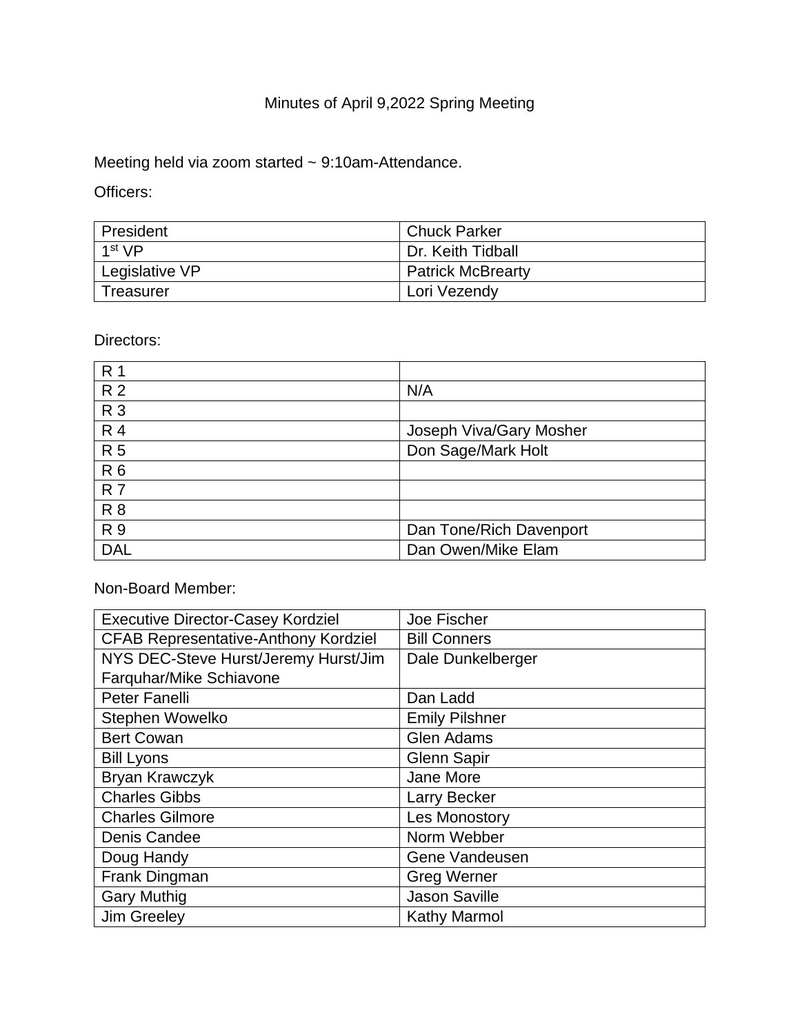# Minutes of April 9,2022 Spring Meeting

Meeting held via zoom started ~ 9:10am-Attendance.

Officers:

| | |
|---|---|
| President | Chuck Parker |
| 1st VP | Dr. Keith Tidball |
| Legislative VP | Patrick McBrearty |
| Treasurer | Lori Vezendy |

Directors:

| | |
|---|---|
| R 1 | |
| R 2 | N/A |
| R 3 | |
| R 4 | Joseph Viva/Gary Mosher |
| R 5 | Don Sage/Mark Holt |
| R 6 | |
| R 7 | |
| R 8 | |
| R 9 | Dan Tone/Rich Davenport |
| DAL | Dan Owen/Mike Elam |

Non-Board Member:

| | |
|---|---|
| Executive Director-Casey Kordziel | Joe Fischer |
| CFAB Representative-Anthony Kordziel | Bill Conners |
| NYS DEC-Steve Hurst/Jeremy Hurst/Jim Farquhar/Mike Schiavone | Dale Dunkelberger |
| Peter Fanelli | Dan Ladd |
| Stephen Wowelko | Emily Pilshner |
| Bert Cowan | Glen Adams |
| Bill Lyons | Glenn Sapir |
| Bryan Krawczyk | Jane More |
| Charles Gibbs | Larry Becker |
| Charles Gilmore | Les Monostory |
| Denis Candee | Norm Webber |
| Doug Handy | Gene Vandeusen |
| Frank Dingman | Greg Werner |
| Gary Muthig | Jason Saville |
| Jim Greeley | Kathy Marmol |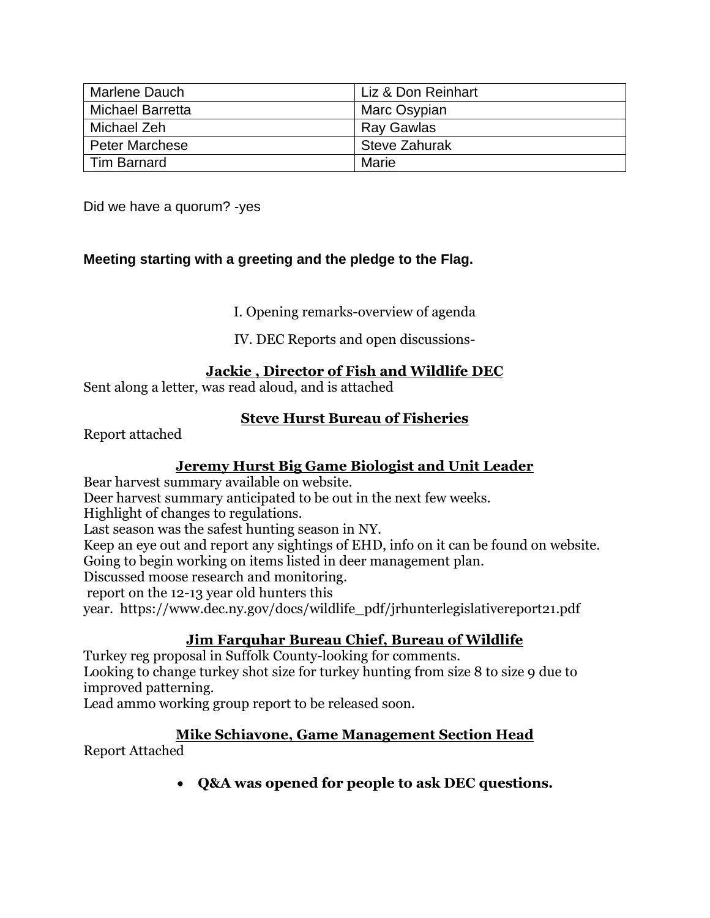| Marlene Dauch | Liz & Don Reinhart |
|---|---|
| Michael Barretta | Marc Osypian |
| Michael Zeh | Ray Gawlas |
| Peter Marchese | Steve Zahurak |
| Tim Barnard | Marie |

Did we have a quorum? -yes

**Meeting starting with a greeting and the pledge to the Flag.**

I. Opening remarks-overview of agenda

IV. DEC Reports and open discussions-

**Jackie , Director of Fish and Wildlife DEC**

Sent along a letter, was read aloud, and is attached

**Steve Hurst Bureau of Fisheries**

Report attached

**Jeremy Hurst Big Game Biologist and Unit Leader**

Bear harvest summary available on website.
Deer harvest summary anticipated to be out in the next few weeks.
Highlight of changes to regulations.
Last season was the safest hunting season in NY.
Keep an eye out and report any sightings of EHD, info on it can be found on website.
Going to begin working on items listed in deer management plan.
Discussed moose research and monitoring.
report on the 12-13 year old hunters this year. https://www.dec.ny.gov/docs/wildlife_pdf/jrhunterlegislativereport21.pdf

**Jim Farquhar Bureau Chief, Bureau of Wildlife**

Turkey reg proposal in Suffolk County-looking for comments.
Looking to change turkey shot size for turkey hunting from size 8 to size 9 due to improved patterning.
Lead ammo working group report to be released soon.

**Mike Schiavone, Game Management Section Head**

Report Attached

- **Q&A was opened for people to ask DEC questions.**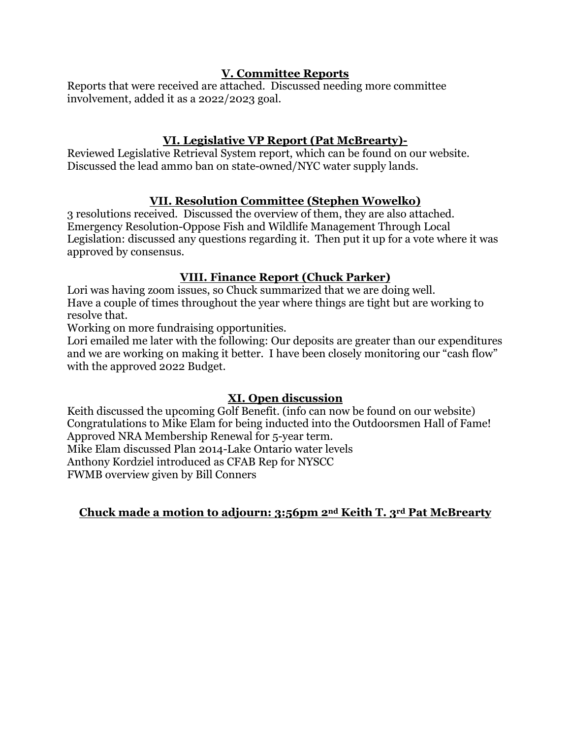## V. Committee Reports

Reports that were received are attached. Discussed needing more committee involvement, added it as a 2022/2023 goal.

## VI. Legislative VP Report (Pat McBrearty)-

Reviewed Legislative Retrieval System report, which can be found on our website.
Discussed the lead ammo ban on state-owned/NYC water supply lands.

## VII. Resolution Committee (Stephen Wowelko)

3 resolutions received. Discussed the overview of them, they are also attached.
Emergency Resolution-Oppose Fish and Wildlife Management Through Local Legislation: discussed any questions regarding it. Then put it up for a vote where it was approved by consensus.

## VIII. Finance Report (Chuck Parker)

Lori was having zoom issues, so Chuck summarized that we are doing well.
Have a couple of times throughout the year where things are tight but are working to resolve that.
Working on more fundraising opportunities.
Lori emailed me later with the following: Our deposits are greater than our expenditures and we are working on making it better. I have been closely monitoring our "cash flow" with the approved 2022 Budget.

## XI. Open discussion

Keith discussed the upcoming Golf Benefit. (info can now be found on our website)
Congratulations to Mike Elam for being inducted into the Outdoorsmen Hall of Fame!
Approved NRA Membership Renewal for 5-year term.
Mike Elam discussed Plan 2014-Lake Ontario water levels
Anthony Kordziel introduced as CFAB Rep for NYSCC
FWMB overview given by Bill Conners

**Chuck made a motion to adjourn: 3:56pm 2nd Keith T. 3rd Pat McBrearty**